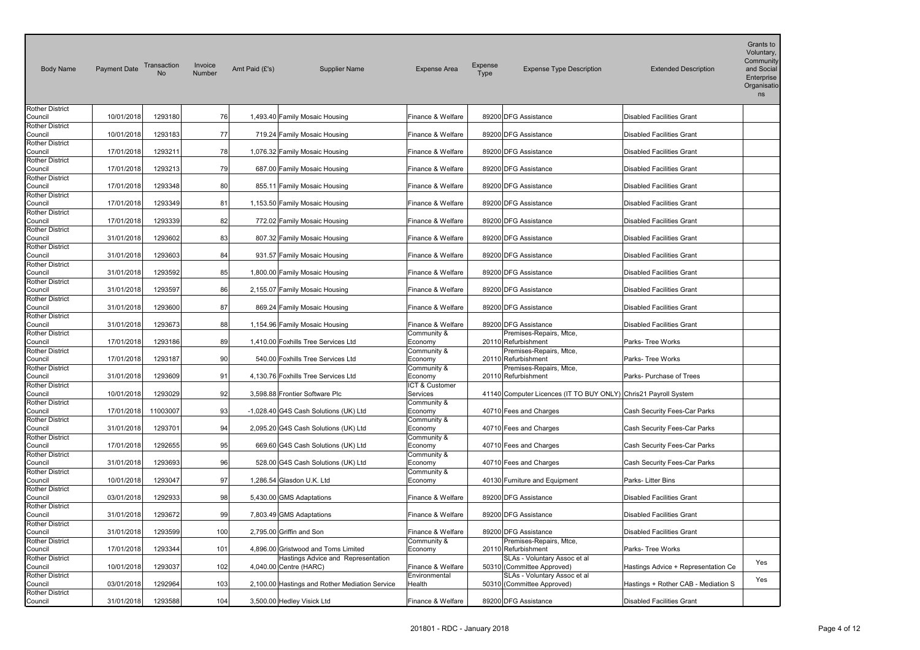| Body Name | Payment Date | Transaction No | Invoice Number | Amt Paid (£'s) | Supplier Name | Expense Area | Expense Type | Expense Type Description | Extended Description | Grants to Voluntary, Community and Social Enterprise Organisations |
|---|---|---|---|---|---|---|---|---|---|---|
| Rother District Council | 10/01/2018 | 1293180 | 76 | 1,493.40 | Family Mosaic Housing | Finance & Welfare | 89200 | DFG Assistance | Disabled Facilities Grant | |
| Rother District Council | 10/01/2018 | 1293183 | 77 | 719.24 | Family Mosaic Housing | Finance & Welfare | 89200 | DFG Assistance | Disabled Facilities Grant | |
| Rother District Council | 17/01/2018 | 1293211 | 78 | 1,076.32 | Family Mosaic Housing | Finance & Welfare | 89200 | DFG Assistance | Disabled Facilities Grant | |
| Rother District Council | 17/01/2018 | 1293213 | 79 | 687.00 | Family Mosaic Housing | Finance & Welfare | 89200 | DFG Assistance | Disabled Facilities Grant | |
| Rother District Council | 17/01/2018 | 1293348 | 80 | 855.11 | Family Mosaic Housing | Finance & Welfare | 89200 | DFG Assistance | Disabled Facilities Grant | |
| Rother District Council | 17/01/2018 | 1293349 | 81 | 1,153.50 | Family Mosaic Housing | Finance & Welfare | 89200 | DFG Assistance | Disabled Facilities Grant | |
| Rother District Council | 17/01/2018 | 1293339 | 82 | 772.02 | Family Mosaic Housing | Finance & Welfare | 89200 | DFG Assistance | Disabled Facilities Grant | |
| Rother District Council | 31/01/2018 | 1293602 | 83 | 807.32 | Family Mosaic Housing | Finance & Welfare | 89200 | DFG Assistance | Disabled Facilities Grant | |
| Rother District Council | 31/01/2018 | 1293603 | 84 | 931.57 | Family Mosaic Housing | Finance & Welfare | 89200 | DFG Assistance | Disabled Facilities Grant | |
| Rother District Council | 31/01/2018 | 1293592 | 85 | 1,800.00 | Family Mosaic Housing | Finance & Welfare | 89200 | DFG Assistance | Disabled Facilities Grant | |
| Rother District Council | 31/01/2018 | 1293597 | 86 | 2,155.07 | Family Mosaic Housing | Finance & Welfare | 89200 | DFG Assistance | Disabled Facilities Grant | |
| Rother District Council | 31/01/2018 | 1293600 | 87 | 869.24 | Family Mosaic Housing | Finance & Welfare | 89200 | DFG Assistance | Disabled Facilities Grant | |
| Rother District Council | 31/01/2018 | 1293673 | 88 | 1,154.96 | Family Mosaic Housing | Finance & Welfare | 89200 | DFG Assistance | Disabled Facilities Grant | |
| Rother District Council | 17/01/2018 | 1293186 | 89 | 1,410.00 | Foxhills Tree Services Ltd | Community & Economy | 20110 | Premises-Repairs, Mtce, Refurbishment | Parks- Tree Works | |
| Rother District Council | 17/01/2018 | 1293187 | 90 | 540.00 | Foxhills Tree Services Ltd | Community & Economy | 20110 | Premises-Repairs, Mtce, Refurbishment | Parks- Tree Works | |
| Rother District Council | 31/01/2018 | 1293609 | 91 | 4,130.76 | Foxhills Tree Services Ltd | Community & Economy | 20110 | Premises-Repairs, Mtce, Refurbishment | Parks- Purchase of Trees | |
| Rother District Council | 10/01/2018 | 1293029 | 92 | 3,598.88 | Frontier Software Plc | ICT & Customer Services | 41140 | Computer Licences (IT TO BUY ONLY) | Chris21 Payroll System | |
| Rother District Council | 17/01/2018 | 11003007 | 93 | -1,028.40 | G4S Cash Solutions (UK) Ltd | Community & Economy | 40710 | Fees and Charges | Cash Security Fees-Car Parks | |
| Rother District Council | 31/01/2018 | 1293701 | 94 | 2,095.20 | G4S Cash Solutions (UK) Ltd | Community & Economy | 40710 | Fees and Charges | Cash Security Fees-Car Parks | |
| Rother District Council | 17/01/2018 | 1292655 | 95 | 669.60 | G4S Cash Solutions (UK) Ltd | Community & Economy | 40710 | Fees and Charges | Cash Security Fees-Car Parks | |
| Rother District Council | 31/01/2018 | 1293693 | 96 | 528.00 | G4S Cash Solutions (UK) Ltd | Community & Economy | 40710 | Fees and Charges | Cash Security Fees-Car Parks | |
| Rother District Council | 10/01/2018 | 1293047 | 97 | 1,286.54 | Glasdon U.K. Ltd | Community & Economy | 40130 | Furniture and Equipment | Parks- Litter Bins | |
| Rother District Council | 03/01/2018 | 1292933 | 98 | 5,430.00 | GMS Adaptations | Finance & Welfare | 89200 | DFG Assistance | Disabled Facilities Grant | |
| Rother District Council | 31/01/2018 | 1293672 | 99 | 7,803.49 | GMS Adaptations | Finance & Welfare | 89200 | DFG Assistance | Disabled Facilities Grant | |
| Rother District Council | 31/01/2018 | 1293599 | 100 | 2,795.00 | Griffin and Son | Finance & Welfare | 89200 | DFG Assistance | Disabled Facilities Grant | |
| Rother District Council | 17/01/2018 | 1293344 | 101 | 4,896.00 | Gristwood and Toms Limited | Community & Economy | 20110 | Premises-Repairs, Mtce, Refurbishment | Parks- Tree Works | |
| Rother District Council | 10/01/2018 | 1293037 | 102 | 4,040.00 | Hastings Advice and Representation Centre (HARC) | Finance & Welfare | 50310 | SLAs - Voluntary Assoc et al (Committee Approved) | Hastings Advice + Representation Ce | Yes |
| Rother District Council | 03/01/2018 | 1292964 | 103 | 2,100.00 | Hastings and Rother Mediation Service | Environmental Health | 50310 | SLAs - Voluntary Assoc et al (Committee Approved) | Hastings + Rother CAB - Mediation S | Yes |
| Rother District Council | 31/01/2018 | 1293588 | 104 | 3,500.00 | Hedley Visick Ltd | Finance & Welfare | 89200 | DFG Assistance | Disabled Facilities Grant | |

201801 - RDC - January 2018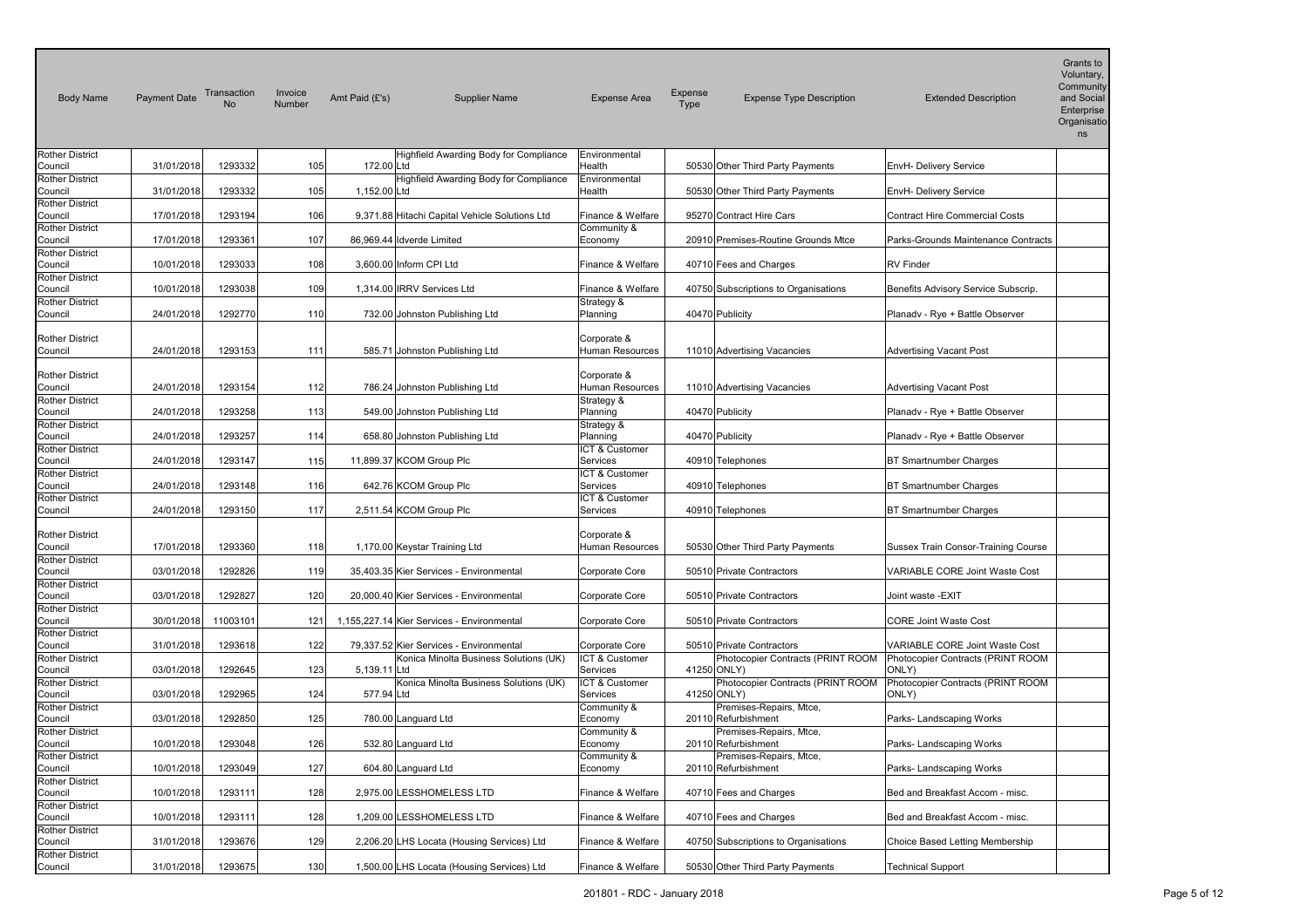| Body Name | Payment Date | Transaction No | Invoice Number | Amt Paid (£'s) | Supplier Name | Expense Area | Expense Type | Expense Type Description | Extended Description | Grants to Voluntary, Community and Social Enterprise Organisations |
|---|---|---|---|---|---|---|---|---|---|---|
| Rother District Council | 31/01/2018 | 1293332 | 105 | 172.00 | Highfield Awarding Body for Compliance Ltd | Environmental Health | 50530 | Other Third Party Payments | EnvH- Delivery Service | |
| Rother District Council | 31/01/2018 | 1293332 | 105 | 1,152.00 | Highfield Awarding Body for Compliance Ltd | Environmental Health | 50530 | Other Third Party Payments | EnvH- Delivery Service | |
| Rother District Council | 17/01/2018 | 1293194 | 106 | 9,371.88 | Hitachi Capital Vehicle Solutions Ltd | Finance & Welfare | 95270 | Contract Hire Cars | Contract Hire Commercial Costs | |
| Rother District Council | 17/01/2018 | 1293361 | 107 | 86,969.44 | Idverde Limited | Community & Economy | 20910 | Premises-Routine Grounds Mtce | Parks-Grounds Maintenance Contracts | |
| Rother District Council | 10/01/2018 | 1293033 | 108 | 3,600.00 | Inform CPI Ltd | Finance & Welfare | 40710 | Fees and Charges | RV Finder | |
| Rother District Council | 10/01/2018 | 1293038 | 109 | 1,314.00 | IRRV Services Ltd | Finance & Welfare | 40750 | Subscriptions to Organisations | Benefits Advisory Service Subscrip. | |
| Rother District Council | 24/01/2018 | 1292770 | 110 | 732.00 | Johnston Publishing Ltd | Strategy & Planning | 40470 | Publicity | Planadv - Rye + Battle Observer | |
| Rother District Council | 24/01/2018 | 1293153 | 111 | 585.71 | Johnston Publishing Ltd | Corporate & Human Resources | 11010 | Advertising Vacancies | Advertising Vacant Post | |
| Rother District Council | 24/01/2018 | 1293154 | 112 | 786.24 | Johnston Publishing Ltd | Corporate & Human Resources | 11010 | Advertising Vacancies | Advertising Vacant Post | |
| Rother District Council | 24/01/2018 | 1293258 | 113 | 549.00 | Johnston Publishing Ltd | Strategy & Planning | 40470 | Publicity | Planadv - Rye + Battle Observer | |
| Rother District Council | 24/01/2018 | 1293257 | 114 | 658.80 | Johnston Publishing Ltd | Strategy & Planning | 40470 | Publicity | Planadv - Rye + Battle Observer | |
| Rother District Council | 24/01/2018 | 1293147 | 115 | 11,899.37 | KCOM Group Plc | ICT & Customer Services | 40910 | Telephones | BT Smartnumber Charges | |
| Rother District Council | 24/01/2018 | 1293148 | 116 | 642.76 | KCOM Group Plc | ICT & Customer Services | 40910 | Telephones | BT Smartnumber Charges | |
| Rother District Council | 24/01/2018 | 1293150 | 117 | 2,511.54 | KCOM Group Plc | ICT & Customer Services | 40910 | Telephones | BT Smartnumber Charges | |
| Rother District Council | 17/01/2018 | 1293360 | 118 | 1,170.00 | Keystar Training Ltd | Corporate & Human Resources | 50530 | Other Third Party Payments | Sussex Train Consor-Training Course | |
| Rother District Council | 03/01/2018 | 1292826 | 119 | 35,403.35 | Kier Services - Environmental | Corporate Core | 50510 | Private Contractors | VARIABLE CORE Joint Waste Cost | |
| Rother District Council | 03/01/2018 | 1292827 | 120 | 20,000.40 | Kier Services - Environmental | Corporate Core | 50510 | Private Contractors | Joint waste -EXIT | |
| Rother District Council | 30/01/2018 | 11003101 | 121 | 1,155,227.14 | Kier Services - Environmental | Corporate Core | 50510 | Private Contractors | CORE Joint Waste Cost | |
| Rother District Council | 31/01/2018 | 1293618 | 122 | 79,337.52 | Kier Services - Environmental | Corporate Core | 50510 | Private Contractors | VARIABLE CORE Joint Waste Cost | |
| Rother District Council | 03/01/2018 | 1292645 | 123 | 5,139.11 | Konica Minolta Business Solutions (UK) Ltd | ICT & Customer Services | 41250 | Photocopier Contracts (PRINT ROOM ONLY) | Photocopier Contracts (PRINT ROOM ONLY) | |
| Rother District Council | 03/01/2018 | 1292965 | 124 | 577.94 | Konica Minolta Business Solutions (UK) Ltd | ICT & Customer Services | 41250 | Photocopier Contracts (PRINT ROOM ONLY) | Photocopier Contracts (PRINT ROOM ONLY) | |
| Rother District Council | 03/01/2018 | 1292850 | 125 | 780.00 | Languard Ltd | Community & Economy | 20110 | Premises-Repairs, Mtce, Refurbishment | Parks- Landscaping Works | |
| Rother District Council | 10/01/2018 | 1293048 | 126 | 532.80 | Languard Ltd | Community & Economy | 20110 | Premises-Repairs, Mtce, Refurbishment | Parks- Landscaping Works | |
| Rother District Council | 10/01/2018 | 1293049 | 127 | 604.80 | Languard Ltd | Community & Economy | 20110 | Premises-Repairs, Mtce, Refurbishment | Parks- Landscaping Works | |
| Rother District Council | 10/01/2018 | 1293111 | 128 | 2,975.00 | LESSHOMELESS LTD | Finance & Welfare | 40710 | Fees and Charges | Bed and Breakfast Accom - misc. | |
| Rother District Council | 10/01/2018 | 1293111 | 128 | 1,209.00 | LESSHOMELESS LTD | Finance & Welfare | 40710 | Fees and Charges | Bed and Breakfast Accom - misc. | |
| Rother District Council | 31/01/2018 | 1293676 | 129 | 2,206.20 | LHS Locata (Housing Services) Ltd | Finance & Welfare | 40750 | Subscriptions to Organisations | Choice Based Letting Membership | |
| Rother District Council | 31/01/2018 | 1293675 | 130 | 1,500.00 | LHS Locata (Housing Services) Ltd | Finance & Welfare | 50530 | Other Third Party Payments | Technical Support | |

201801 - RDC - January 2018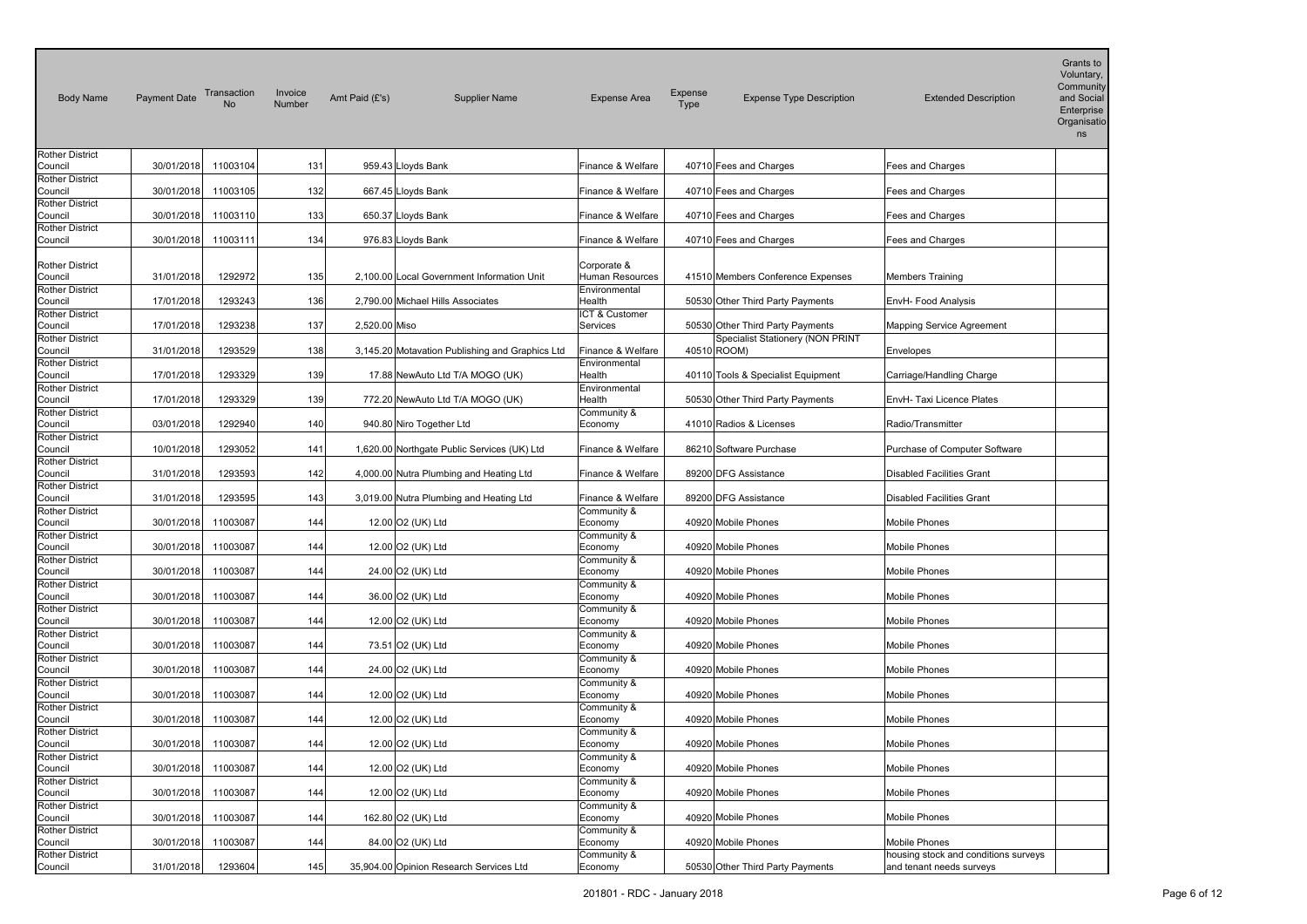| Body Name | Payment Date | Transaction No | Invoice Number | Amt Paid (£'s) | Supplier Name | Expense Area | Expense Type | Expense Type Description | Extended Description | Grants to Voluntary, Community and Social Enterprise Organisations |
|---|---|---|---|---|---|---|---|---|---|---|
| Rother District Council | 30/01/2018 | 11003104 | 131 | 959.43 | Lloyds Bank | Finance & Welfare | 40710 | Fees and Charges | Fees and Charges | |
| Rother District Council | 30/01/2018 | 11003105 | 132 | 667.45 | Lloyds Bank | Finance & Welfare | 40710 | Fees and Charges | Fees and Charges | |
| Rother District Council | 30/01/2018 | 11003110 | 133 | 650.37 | Lloyds Bank | Finance & Welfare | 40710 | Fees and Charges | Fees and Charges | |
| Rother District Council | 30/01/2018 | 11003111 | 134 | 976.83 | Lloyds Bank | Finance & Welfare | 40710 | Fees and Charges | Fees and Charges | |
| Rother District Council | 31/01/2018 | 1292972 | 135 | 2,100.00 | Local Government Information Unit | Corporate & Human Resources | 41510 | Members Conference Expenses | Members Training | |
| Rother District Council | 17/01/2018 | 1293243 | 136 | 2,790.00 | Michael Hills Associates | Environmental Health | 50530 | Other Third Party Payments | EnvH- Food Analysis | |
| Rother District Council | 17/01/2018 | 1293238 | 137 | 2,520.00 | Miso | ICT & Customer Services | 50530 | Other Third Party Payments | Mapping Service Agreement | |
| Rother District Council | 31/01/2018 | 1293529 | 138 | 3,145.20 | Motavation Publishing and Graphics Ltd | Finance & Welfare | 40510 | Specialist Stationery (NON PRINT ROOM) | Envelopes | |
| Rother District Council | 17/01/2018 | 1293329 | 139 | 17.88 | NewAuto Ltd T/A MOGO (UK) | Environmental Health | 40110 | Tools & Specialist Equipment | Carriage/Handling Charge | |
| Rother District Council | 17/01/2018 | 1293329 | 139 | 772.20 | NewAuto Ltd T/A MOGO (UK) | Environmental Health | 50530 | Other Third Party Payments | EnvH- Taxi Licence Plates | |
| Rother District Council | 03/01/2018 | 1292940 | 140 | 940.80 | Niro Together Ltd | Community & Economy | 41010 | Radios & Licenses | Radio/Transmitter | |
| Rother District Council | 10/01/2018 | 1293052 | 141 | 1,620.00 | Northgate Public Services (UK) Ltd | Finance & Welfare | 86210 | Software Purchase | Purchase of Computer Software | |
| Rother District Council | 31/01/2018 | 1293593 | 142 | 4,000.00 | Nutra Plumbing and Heating Ltd | Finance & Welfare | 89200 | DFG Assistance | Disabled Facilities Grant | |
| Rother District Council | 31/01/2018 | 1293595 | 143 | 3,019.00 | Nutra Plumbing and Heating Ltd | Finance & Welfare | 89200 | DFG Assistance | Disabled Facilities Grant | |
| Rother District Council | 30/01/2018 | 11003087 | 144 | 12.00 | O2 (UK) Ltd | Community & Economy | 40920 | Mobile Phones | Mobile Phones | |
| Rother District Council | 30/01/2018 | 11003087 | 144 | 12.00 | O2 (UK) Ltd | Community & Economy | 40920 | Mobile Phones | Mobile Phones | |
| Rother District Council | 30/01/2018 | 11003087 | 144 | 24.00 | O2 (UK) Ltd | Community & Economy | 40920 | Mobile Phones | Mobile Phones | |
| Rother District Council | 30/01/2018 | 11003087 | 144 | 36.00 | O2 (UK) Ltd | Community & Economy | 40920 | Mobile Phones | Mobile Phones | |
| Rother District Council | 30/01/2018 | 11003087 | 144 | 12.00 | O2 (UK) Ltd | Community & Economy | 40920 | Mobile Phones | Mobile Phones | |
| Rother District Council | 30/01/2018 | 11003087 | 144 | 73.51 | O2 (UK) Ltd | Community & Economy | 40920 | Mobile Phones | Mobile Phones | |
| Rother District Council | 30/01/2018 | 11003087 | 144 | 24.00 | O2 (UK) Ltd | Community & Economy | 40920 | Mobile Phones | Mobile Phones | |
| Rother District Council | 30/01/2018 | 11003087 | 144 | 12.00 | O2 (UK) Ltd | Community & Economy | 40920 | Mobile Phones | Mobile Phones | |
| Rother District Council | 30/01/2018 | 11003087 | 144 | 12.00 | O2 (UK) Ltd | Community & Economy | 40920 | Mobile Phones | Mobile Phones | |
| Rother District Council | 30/01/2018 | 11003087 | 144 | 12.00 | O2 (UK) Ltd | Community & Economy | 40920 | Mobile Phones | Mobile Phones | |
| Rother District Council | 30/01/2018 | 11003087 | 144 | 12.00 | O2 (UK) Ltd | Community & Economy | 40920 | Mobile Phones | Mobile Phones | |
| Rother District Council | 30/01/2018 | 11003087 | 144 | 12.00 | O2 (UK) Ltd | Community & Economy | 40920 | Mobile Phones | Mobile Phones | |
| Rother District Council | 30/01/2018 | 11003087 | 144 | 162.80 | O2 (UK) Ltd | Community & Economy | 40920 | Mobile Phones | Mobile Phones | |
| Rother District Council | 30/01/2018 | 11003087 | 144 | 84.00 | O2 (UK) Ltd | Community & Economy | 40920 | Mobile Phones | Mobile Phones | |
| Rother District Council | 31/01/2018 | 1293604 | 145 | 35,904.00 | Opinion Research Services Ltd | Community & Economy | 50530 | Other Third Party Payments | housing stock and conditions surveys and tenant needs surveys | |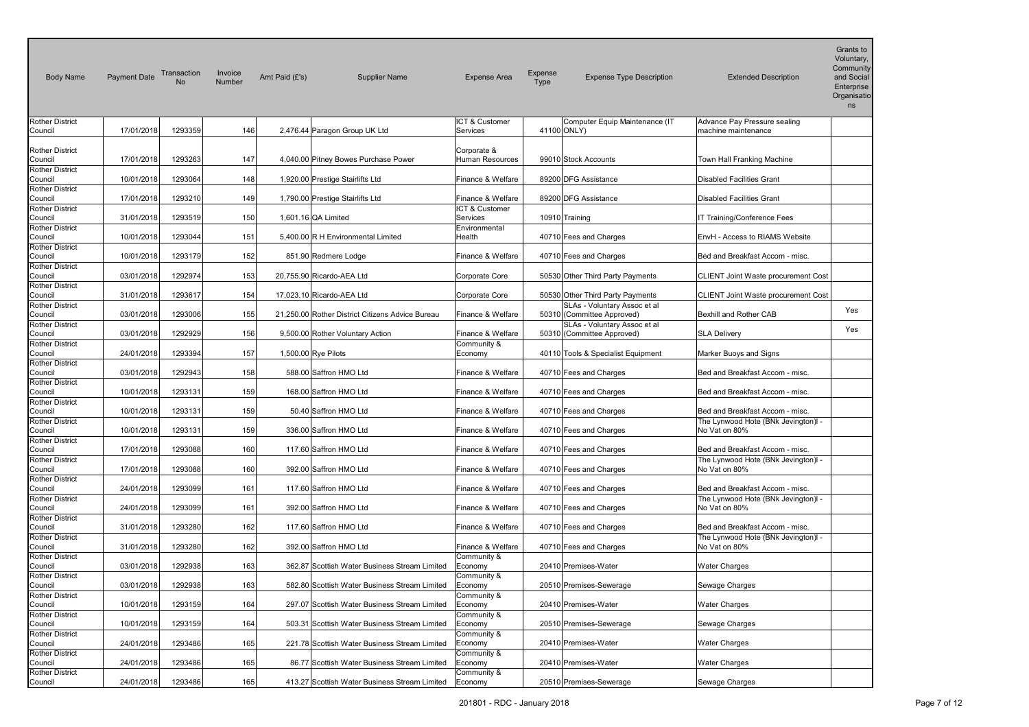| Body Name | Payment Date | Transaction No | Invoice Number | Amt Paid (£'s) | Supplier Name | Expense Area | Expense Type | Expense Type Description | Extended Description | Grants to Voluntary, Community and Social Enterprise Organisations |
|---|---|---|---|---|---|---|---|---|---|---|
| Rother District Council | 17/01/2018 | 1293359 | 146 | 2,476.44 | Paragon Group UK Ltd | ICT & Customer Services | 41100 | Computer Equip Maintenance (IT ONLY) | Advance Pay Pressure sealing machine maintenance | |
| Rother District Council | 17/01/2018 | 1293263 | 147 | 4,040.00 | Pitney Bowes Purchase Power | Corporate & Human Resources | 99010 | Stock Accounts | Town Hall Franking Machine | |
| Rother District Council | 10/01/2018 | 1293064 | 148 | 1,920.00 | Prestige Stairlifts Ltd | Finance & Welfare | 89200 | DFG Assistance | Disabled Facilities Grant | |
| Rother District Council | 17/01/2018 | 1293210 | 149 | 1,790.00 | Prestige Stairlifts Ltd | Finance & Welfare | 89200 | DFG Assistance | Disabled Facilities Grant | |
| Rother District Council | 31/01/2018 | 1293519 | 150 | 1,601.16 | QA Limited | ICT & Customer Services | 10910 | Training | IT Training/Conference Fees | |
| Rother District Council | 10/01/2018 | 1293044 | 151 | 5,400.00 | R H Environmental Limited | Environmental Health | 40710 | Fees and Charges | EnvH - Access to RIAMS Website | |
| Rother District Council | 10/01/2018 | 1293179 | 152 | 851.90 | Redmere Lodge | Finance & Welfare | 40710 | Fees and Charges | Bed and Breakfast Accom - misc. | |
| Rother District Council | 03/01/2018 | 1292974 | 153 | 20,755.90 | Ricardo-AEA Ltd | Corporate Core | 50530 | Other Third Party Payments | CLIENT Joint Waste procurement Cost | |
| Rother District Council | 31/01/2018 | 1293617 | 154 | 17,023.10 | Ricardo-AEA Ltd | Corporate Core | 50530 | Other Third Party Payments | CLIENT Joint Waste procurement Cost | |
| Rother District Council | 03/01/2018 | 1293006 | 155 | 21,250.00 | Rother District Citizens Advice Bureau | Finance & Welfare | 50310 | SLAs - Voluntary Assoc et al (Committee Approved) | Bexhill and Rother CAB | Yes |
| Rother District Council | 03/01/2018 | 1292929 | 156 | 9,500.00 | Rother Voluntary Action | Finance & Welfare | 50310 | SLAs - Voluntary Assoc et al (Committee Approved) | SLA Delivery | Yes |
| Rother District Council | 24/01/2018 | 1293394 | 157 | 1,500.00 | Rye Pilots | Community & Economy | 40110 | Tools & Specialist Equipment | Marker Buoys and Signs | |
| Rother District Council | 03/01/2018 | 1292943 | 158 | 588.00 | Saffron HMO Ltd | Finance & Welfare | 40710 | Fees and Charges | Bed and Breakfast Accom - misc. | |
| Rother District Council | 10/01/2018 | 1293131 | 159 | 168.00 | Saffron HMO Ltd | Finance & Welfare | 40710 | Fees and Charges | Bed and Breakfast Accom - misc. | |
| Rother District Council | 10/01/2018 | 1293131 | 159 | 50.40 | Saffron HMO Ltd | Finance & Welfare | 40710 | Fees and Charges | Bed and Breakfast Accom - misc. | |
| Rother District Council | 10/01/2018 | 1293131 | 159 | 336.00 | Saffron HMO Ltd | Finance & Welfare | 40710 | Fees and Charges | The Lynwood Hote (BNk Jevington)l - No Vat on 80% | |
| Rother District Council | 17/01/2018 | 1293088 | 160 | 117.60 | Saffron HMO Ltd | Finance & Welfare | 40710 | Fees and Charges | Bed and Breakfast Accom - misc. | |
| Rother District Council | 17/01/2018 | 1293088 | 160 | 392.00 | Saffron HMO Ltd | Finance & Welfare | 40710 | Fees and Charges | The Lynwood Hote (BNk Jevington)l - No Vat on 80% | |
| Rother District Council | 24/01/2018 | 1293099 | 161 | 117.60 | Saffron HMO Ltd | Finance & Welfare | 40710 | Fees and Charges | Bed and Breakfast Accom - misc. | |
| Rother District Council | 24/01/2018 | 1293099 | 161 | 392.00 | Saffron HMO Ltd | Finance & Welfare | 40710 | Fees and Charges | The Lynwood Hote (BNk Jevington)l - No Vat on 80% | |
| Rother District Council | 31/01/2018 | 1293280 | 162 | 117.60 | Saffron HMO Ltd | Finance & Welfare | 40710 | Fees and Charges | Bed and Breakfast Accom - misc. | |
| Rother District Council | 31/01/2018 | 1293280 | 162 | 392.00 | Saffron HMO Ltd | Finance & Welfare | 40710 | Fees and Charges | The Lynwood Hote (BNk Jevington)l - No Vat on 80% | |
| Rother District Council | 03/01/2018 | 1292938 | 163 | 362.87 | Scottish Water Business Stream Limited | Community & Economy | 20410 | Premises-Water | Water Charges | |
| Rother District Council | 03/01/2018 | 1292938 | 163 | 582.80 | Scottish Water Business Stream Limited | Community & Economy | 20510 | Premises-Sewerage | Sewage Charges | |
| Rother District Council | 10/01/2018 | 1293159 | 164 | 297.07 | Scottish Water Business Stream Limited | Community & Economy | 20410 | Premises-Water | Water Charges | |
| Rother District Council | 10/01/2018 | 1293159 | 164 | 503.31 | Scottish Water Business Stream Limited | Community & Economy | 20510 | Premises-Sewerage | Sewage Charges | |
| Rother District Council | 24/01/2018 | 1293486 | 165 | 221.78 | Scottish Water Business Stream Limited | Community & Economy | 20410 | Premises-Water | Water Charges | |
| Rother District Council | 24/01/2018 | 1293486 | 165 | 86.77 | Scottish Water Business Stream Limited | Community & Economy | 20410 | Premises-Water | Water Charges | |
| Rother District Council | 24/01/2018 | 1293486 | 165 | 413.27 | Scottish Water Business Stream Limited | Community & Economy | 20510 | Premises-Sewerage | Sewage Charges | |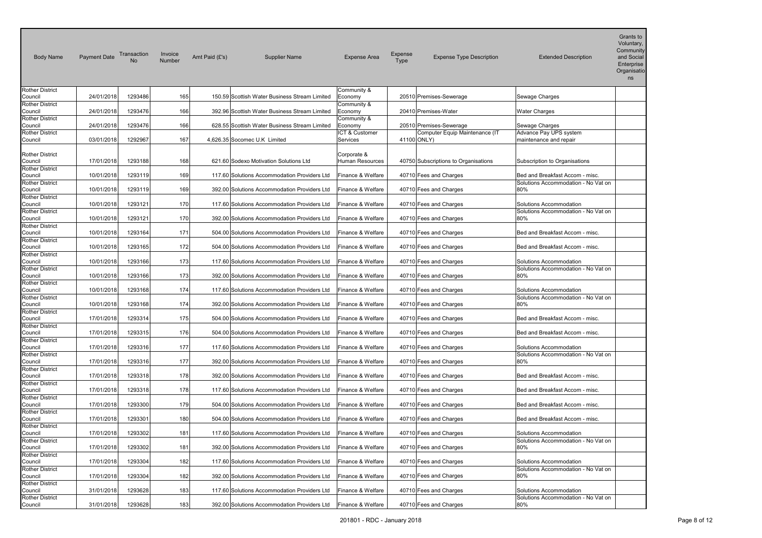| Body Name | Payment Date | Transaction No | Invoice Number | Amt Paid (£'s) | Supplier Name | Expense Area | Expense Type | Expense Type Description | Extended Description | Grants to Voluntary, Community and Social Enterprise Organisations |
|---|---|---|---|---|---|---|---|---|---|---|
| Rother District Council | 24/01/2018 | 1293486 | 165 | 150.59 | Scottish Water Business Stream Limited | Community & Economy | 20510 | Premises-Sewerage | Sewage Charges | |
| Rother District Council | 24/01/2018 | 1293476 | 166 | 392.96 | Scottish Water Business Stream Limited | Community & Economy | 20410 | Premises-Water | Water Charges | |
| Rother District Council | 24/01/2018 | 1293476 | 166 | 628.55 | Scottish Water Business Stream Limited | Community & Economy | 20510 | Premises-Sewerage | Sewage Charges | |
| Rother District Council | 03/01/2018 | 1292967 | 167 | 4,626.35 | Socomec U.K Limited | ICT & Customer Services | 41100 | Computer Equip Maintenance (IT ONLY) | Advance Pay UPS system maintenance and repair | |
| Rother District Council | 17/01/2018 | 1293188 | 168 | 621.60 | Sodexo Motivation Solutions Ltd | Corporate & Human Resources | 40750 | Subscriptions to Organisations | Subscription to Organisations | |
| Rother District Council | 10/01/2018 | 1293119 | 169 | 117.60 | Solutions Accommodation Providers Ltd | Finance & Welfare | 40710 | Fees and Charges | Bed and Breakfast Accom - misc. | |
| Rother District Council | 10/01/2018 | 1293119 | 169 | 392.00 | Solutions Accommodation Providers Ltd | Finance & Welfare | 40710 | Fees and Charges | Solutions Accommodation - No Vat on 80% | |
| Rother District Council | 10/01/2018 | 1293121 | 170 | 117.60 | Solutions Accommodation Providers Ltd | Finance & Welfare | 40710 | Fees and Charges | Solutions Accommodation | |
| Rother District Council | 10/01/2018 | 1293121 | 170 | 392.00 | Solutions Accommodation Providers Ltd | Finance & Welfare | 40710 | Fees and Charges | Solutions Accommodation - No Vat on 80% | |
| Rother District Council | 10/01/2018 | 1293164 | 171 | 504.00 | Solutions Accommodation Providers Ltd | Finance & Welfare | 40710 | Fees and Charges | Bed and Breakfast Accom - misc. | |
| Rother District Council | 10/01/2018 | 1293165 | 172 | 504.00 | Solutions Accommodation Providers Ltd | Finance & Welfare | 40710 | Fees and Charges | Bed and Breakfast Accom - misc. | |
| Rother District Council | 10/01/2018 | 1293166 | 173 | 117.60 | Solutions Accommodation Providers Ltd | Finance & Welfare | 40710 | Fees and Charges | Solutions Accommodation | |
| Rother District Council | 10/01/2018 | 1293166 | 173 | 392.00 | Solutions Accommodation Providers Ltd | Finance & Welfare | 40710 | Fees and Charges | Solutions Accommodation - No Vat on 80% | |
| Rother District Council | 10/01/2018 | 1293168 | 174 | 117.60 | Solutions Accommodation Providers Ltd | Finance & Welfare | 40710 | Fees and Charges | Solutions Accommodation | |
| Rother District Council | 10/01/2018 | 1293168 | 174 | 392.00 | Solutions Accommodation Providers Ltd | Finance & Welfare | 40710 | Fees and Charges | Solutions Accommodation - No Vat on 80% | |
| Rother District Council | 17/01/2018 | 1293314 | 175 | 504.00 | Solutions Accommodation Providers Ltd | Finance & Welfare | 40710 | Fees and Charges | Bed and Breakfast Accom - misc. | |
| Rother District Council | 17/01/2018 | 1293315 | 176 | 504.00 | Solutions Accommodation Providers Ltd | Finance & Welfare | 40710 | Fees and Charges | Bed and Breakfast Accom - misc. | |
| Rother District Council | 17/01/2018 | 1293316 | 177 | 117.60 | Solutions Accommodation Providers Ltd | Finance & Welfare | 40710 | Fees and Charges | Solutions Accommodation | |
| Rother District Council | 17/01/2018 | 1293316 | 177 | 392.00 | Solutions Accommodation Providers Ltd | Finance & Welfare | 40710 | Fees and Charges | Solutions Accommodation - No Vat on 80% | |
| Rother District Council | 17/01/2018 | 1293318 | 178 | 392.00 | Solutions Accommodation Providers Ltd | Finance & Welfare | 40710 | Fees and Charges | Bed and Breakfast Accom - misc. | |
| Rother District Council | 17/01/2018 | 1293318 | 178 | 117.60 | Solutions Accommodation Providers Ltd | Finance & Welfare | 40710 | Fees and Charges | Bed and Breakfast Accom - misc. | |
| Rother District Council | 17/01/2018 | 1293300 | 179 | 504.00 | Solutions Accommodation Providers Ltd | Finance & Welfare | 40710 | Fees and Charges | Bed and Breakfast Accom - misc. | |
| Rother District Council | 17/01/2018 | 1293301 | 180 | 504.00 | Solutions Accommodation Providers Ltd | Finance & Welfare | 40710 | Fees and Charges | Bed and Breakfast Accom - misc. | |
| Rother District Council | 17/01/2018 | 1293302 | 181 | 117.60 | Solutions Accommodation Providers Ltd | Finance & Welfare | 40710 | Fees and Charges | Solutions Accommodation | |
| Rother District Council | 17/01/2018 | 1293302 | 181 | 392.00 | Solutions Accommodation Providers Ltd | Finance & Welfare | 40710 | Fees and Charges | Solutions Accommodation - No Vat on 80% | |
| Rother District Council | 17/01/2018 | 1293304 | 182 | 117.60 | Solutions Accommodation Providers Ltd | Finance & Welfare | 40710 | Fees and Charges | Solutions Accommodation | |
| Rother District Council | 17/01/2018 | 1293304 | 182 | 392.00 | Solutions Accommodation Providers Ltd | Finance & Welfare | 40710 | Fees and Charges | Solutions Accommodation - No Vat on 80% | |
| Rother District Council | 31/01/2018 | 1293628 | 183 | 117.60 | Solutions Accommodation Providers Ltd | Finance & Welfare | 40710 | Fees and Charges | Solutions Accommodation | |
| Rother District Council | 31/01/2018 | 1293628 | 183 | 392.00 | Solutions Accommodation Providers Ltd | Finance & Welfare | 40710 | Fees and Charges | Solutions Accommodation - No Vat on 80% | |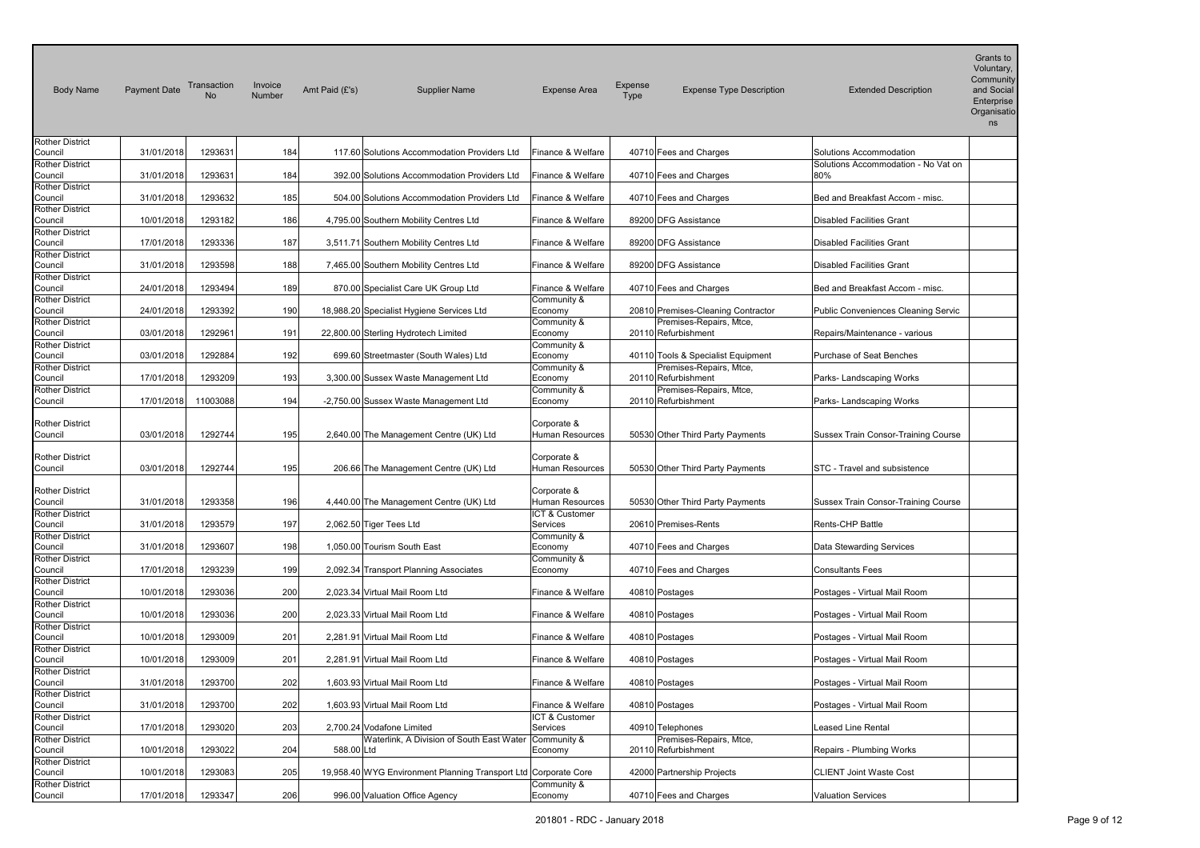| Body Name | Payment Date | Transaction No | Invoice Number | Amt Paid (£'s) | Supplier Name | Expense Area | Expense Type | Expense Type Description | Extended Description | Grants to Voluntary, Community and Social Enterprise Organisations |
|---|---|---|---|---|---|---|---|---|---|---|
| Rother District Council | 31/01/2018 | 1293631 | 184 | 117.60 | Solutions Accommodation Providers Ltd | Finance & Welfare | 40710 | Fees and Charges | Solutions Accommodation | |
| Rother District Council | 31/01/2018 | 1293631 | 184 | 392.00 | Solutions Accommodation Providers Ltd | Finance & Welfare | 40710 | Fees and Charges | Solutions Accommodation - No Vat on 80% | |
| Rother District Council | 31/01/2018 | 1293632 | 185 | 504.00 | Solutions Accommodation Providers Ltd | Finance & Welfare | 40710 | Fees and Charges | Bed and Breakfast Accom - misc. | |
| Rother District Council | 10/01/2018 | 1293182 | 186 | 4,795.00 | Southern Mobility Centres Ltd | Finance & Welfare | 89200 | DFG Assistance | Disabled Facilities Grant | |
| Rother District Council | 17/01/2018 | 1293336 | 187 | 3,511.71 | Southern Mobility Centres Ltd | Finance & Welfare | 89200 | DFG Assistance | Disabled Facilities Grant | |
| Rother District Council | 31/01/2018 | 1293598 | 188 | 7,465.00 | Southern Mobility Centres Ltd | Finance & Welfare | 89200 | DFG Assistance | Disabled Facilities Grant | |
| Rother District Council | 24/01/2018 | 1293494 | 189 | 870.00 | Specialist Care UK Group Ltd | Finance & Welfare | 40710 | Fees and Charges | Bed and Breakfast Accom - misc. | |
| Rother District Council | 24/01/2018 | 1293392 | 190 | 18,988.20 | Specialist Hygiene Services Ltd | Community & Economy | 20810 | Premises-Cleaning Contractor | Public Conveniences Cleaning Servic | |
| Rother District Council | 03/01/2018 | 1292961 | 191 | 22,800.00 | Sterling Hydrotech Limited | Community & Economy | 20110 | Premises-Repairs, Mtce, Refurbishment | Repairs/Maintenance - various | |
| Rother District Council | 03/01/2018 | 1292884 | 192 | 699.60 | Streetmaster (South Wales) Ltd | Community & Economy | 40110 | Tools & Specialist Equipment | Purchase of Seat Benches | |
| Rother District Council | 17/01/2018 | 1293209 | 193 | 3,300.00 | Sussex Waste Management Ltd | Community & Economy | 20110 | Premises-Repairs, Mtce, Refurbishment | Parks- Landscaping Works | |
| Rother District Council | 17/01/2018 | 11003088 | 194 | -2,750.00 | Sussex Waste Management Ltd | Community & Economy | 20110 | Premises-Repairs, Mtce, Refurbishment | Parks- Landscaping Works | |
| Rother District Council | 03/01/2018 | 1292744 | 195 | 2,640.00 | The Management Centre (UK) Ltd | Corporate & Human Resources | 50530 | Other Third Party Payments | Sussex Train Consor-Training Course | |
| Rother District Council | 03/01/2018 | 1292744 | 195 | 206.66 | The Management Centre (UK) Ltd | Corporate & Human Resources | 50530 | Other Third Party Payments | STC - Travel and subsistence | |
| Rother District Council | 31/01/2018 | 1293358 | 196 | 4,440.00 | The Management Centre (UK) Ltd | Corporate & Human Resources | 50530 | Other Third Party Payments | Sussex Train Consor-Training Course | |
| Rother District Council | 31/01/2018 | 1293579 | 197 | 2,062.50 | Tiger Tees Ltd | ICT & Customer Services | 20610 | Premises-Rents | Rents-CHP Battle | |
| Rother District Council | 31/01/2018 | 1293607 | 198 | 1,050.00 | Tourism South East | Community & Economy | 40710 | Fees and Charges | Data Stewarding Services | |
| Rother District Council | 17/01/2018 | 1293239 | 199 | 2,092.34 | Transport Planning Associates | Community & Economy | 40710 | Fees and Charges | Consultants Fees | |
| Rother District Council | 10/01/2018 | 1293036 | 200 | 2,023.34 | Virtual Mail Room Ltd | Finance & Welfare | 40810 | Postages | Postages - Virtual Mail Room | |
| Rother District Council | 10/01/2018 | 1293036 | 200 | 2,023.33 | Virtual Mail Room Ltd | Finance & Welfare | 40810 | Postages | Postages - Virtual Mail Room | |
| Rother District Council | 10/01/2018 | 1293009 | 201 | 2,281.91 | Virtual Mail Room Ltd | Finance & Welfare | 40810 | Postages | Postages - Virtual Mail Room | |
| Rother District Council | 10/01/2018 | 1293009 | 201 | 2,281.91 | Virtual Mail Room Ltd | Finance & Welfare | 40810 | Postages | Postages - Virtual Mail Room | |
| Rother District Council | 31/01/2018 | 1293700 | 202 | 1,603.93 | Virtual Mail Room Ltd | Finance & Welfare | 40810 | Postages | Postages - Virtual Mail Room | |
| Rother District Council | 31/01/2018 | 1293700 | 202 | 1,603.93 | Virtual Mail Room Ltd | Finance & Welfare | 40810 | Postages | Postages - Virtual Mail Room | |
| Rother District Council | 17/01/2018 | 1293020 | 203 | 2,700.24 | Vodafone Limited | ICT & Customer Services | 40910 | Telephones | Leased Line Rental | |
| Rother District Council | 10/01/2018 | 1293022 | 204 | 588.00 | Waterlink, A Division of South East Water Ltd | Community & Economy | 20110 | Premises-Repairs, Mtce, Refurbishment | Repairs - Plumbing Works | |
| Rother District Council | 10/01/2018 | 1293083 | 205 | 19,958.40 | WYG Environment Planning Transport Ltd | Corporate Core | 42000 | Partnership Projects | CLIENT Joint Waste Cost | |
| Rother District Council | 17/01/2018 | 1293347 | 206 | 996.00 | Valuation Office Agency | Community & Economy | 40710 | Fees and Charges | Valuation Services | |

201801 - RDC - January 2018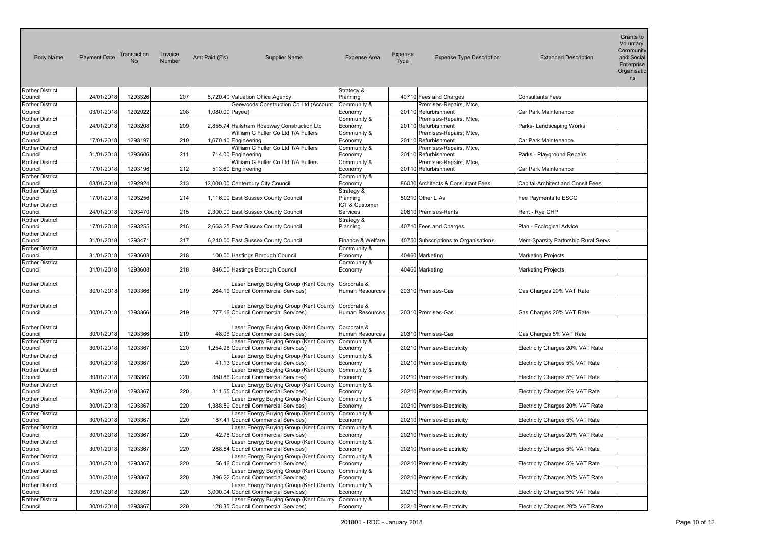| Body Name | Payment Date | Transaction No | Invoice Number | Amt Paid (£'s) | Supplier Name | Expense Area | Expense Type | Expense Type Description | Extended Description | Grants to Voluntary, Community and Social Enterprise Organisations |
|---|---|---|---|---|---|---|---|---|---|---|
| Rother District Council | 24/01/2018 | 1293326 | 207 | 5,720.40 | Valuation Office Agency | Strategy & Planning | 40710 | Fees and Charges | Consultants Fees | |
| Rother District Council | 03/01/2018 | 1292922 | 208 | 1,080.00 | Geewoods Construction Co Ltd (Account Payee) | Community & Economy | 20110 | Premises-Repairs, Mtce, Refurbishment | Car Park Maintenance | |
| Rother District Council | 24/01/2018 | 1293208 | 209 | 2,855.74 | Hailsham Roadway Construction Ltd | Community & Economy | 20110 | Premises-Repairs, Mtce, Refurbishment | Parks- Landscaping Works | |
| Rother District Council | 17/01/2018 | 1293197 | 210 | 1,670.40 | William G Fuller Co Ltd T/A Fullers Engineering | Community & Economy | 20110 | Premises-Repairs, Mtce, Refurbishment | Car Park Maintenance | |
| Rother District Council | 31/01/2018 | 1293606 | 211 | 714.00 | William G Fuller Co Ltd T/A Fullers Engineering | Community & Economy | 20110 | Premises-Repairs, Mtce, Refurbishment | Parks - Playground Repairs | |
| Rother District Council | 17/01/2018 | 1293196 | 212 | 513.60 | William G Fuller Co Ltd T/A Fullers Engineering | Community & Economy | 20110 | Premises-Repairs, Mtce, Refurbishment | Car Park Maintenance | |
| Rother District Council | 03/01/2018 | 1292924 | 213 | 12,000.00 | Canterbury City Council | Community & Economy | 86030 | Architects & Consultant Fees | Capital-Architect and Consult Fees | |
| Rother District Council | 17/01/2018 | 1293256 | 214 | 1,116.00 | East Sussex County Council | Strategy & Planning | 50210 | Other L.As | Fee Payments to ESCC | |
| Rother District Council | 24/01/2018 | 1293470 | 215 | 2,300.00 | East Sussex County Council | ICT & Customer Services | 20610 | Premises-Rents | Rent - Rye CHP | |
| Rother District Council | 17/01/2018 | 1293255 | 216 | 2,663.25 | East Sussex County Council | Strategy & Planning | 40710 | Fees and Charges | Plan - Ecological Advice | |
| Rother District Council | 31/01/2018 | 1293471 | 217 | 6,240.00 | East Sussex County Council | Finance & Welfare | 40750 | Subscriptions to Organisations | Mem-Sparsity Partnrship Rural Servs | |
| Rother District Council | 31/01/2018 | 1293608 | 218 | 100.00 | Hastings Borough Council | Community & Economy | 40460 | Marketing | Marketing Projects | |
| Rother District Council | 31/01/2018 | 1293608 | 218 | 846.00 | Hastings Borough Council | Community & Economy | 40460 | Marketing | Marketing Projects | |
| Rother District Council | 30/01/2018 | 1293366 | 219 | 264.19 | Laser Energy Buying Group (Kent County Council Commercial Services) | Corporate & Human Resources | 20310 | Premises-Gas | Gas Charges 20% VAT Rate | |
| Rother District Council | 30/01/2018 | 1293366 | 219 | 277.16 | Laser Energy Buying Group (Kent County Council Commercial Services) | Corporate & Human Resources | 20310 | Premises-Gas | Gas Charges 20% VAT Rate | |
| Rother District Council | 30/01/2018 | 1293366 | 219 | 48.08 | Laser Energy Buying Group (Kent County Council Commercial Services) | Corporate & Human Resources | 20310 | Premises-Gas | Gas Charges 5% VAT Rate | |
| Rother District Council | 30/01/2018 | 1293367 | 220 | 1,254.98 | Laser Energy Buying Group (Kent County Council Commercial Services) | Community & Economy | 20210 | Premises-Electricity | Electricity Charges 20% VAT Rate | |
| Rother District Council | 30/01/2018 | 1293367 | 220 | 41.13 | Laser Energy Buying Group (Kent County Council Commercial Services) | Community & Economy | 20210 | Premises-Electricity | Electricity Charges 5% VAT Rate | |
| Rother District Council | 30/01/2018 | 1293367 | 220 | 350.86 | Laser Energy Buying Group (Kent County Council Commercial Services) | Community & Economy | 20210 | Premises-Electricity | Electricity Charges 5% VAT Rate | |
| Rother District Council | 30/01/2018 | 1293367 | 220 | 311.55 | Laser Energy Buying Group (Kent County Council Commercial Services) | Community & Economy | 20210 | Premises-Electricity | Electricity Charges 5% VAT Rate | |
| Rother District Council | 30/01/2018 | 1293367 | 220 | 1,388.59 | Laser Energy Buying Group (Kent County Council Commercial Services) | Community & Economy | 20210 | Premises-Electricity | Electricity Charges 20% VAT Rate | |
| Rother District Council | 30/01/2018 | 1293367 | 220 | 187.41 | Laser Energy Buying Group (Kent County Council Commercial Services) | Community & Economy | 20210 | Premises-Electricity | Electricity Charges 5% VAT Rate | |
| Rother District Council | 30/01/2018 | 1293367 | 220 | 42.78 | Laser Energy Buying Group (Kent County Council Commercial Services) | Community & Economy | 20210 | Premises-Electricity | Electricity Charges 20% VAT Rate | |
| Rother District Council | 30/01/2018 | 1293367 | 220 | 288.84 | Laser Energy Buying Group (Kent County Council Commercial Services) | Community & Economy | 20210 | Premises-Electricity | Electricity Charges 5% VAT Rate | |
| Rother District Council | 30/01/2018 | 1293367 | 220 | 56.46 | Laser Energy Buying Group (Kent County Council Commercial Services) | Community & Economy | 20210 | Premises-Electricity | Electricity Charges 5% VAT Rate | |
| Rother District Council | 30/01/2018 | 1293367 | 220 | 396.22 | Laser Energy Buying Group (Kent County Council Commercial Services) | Community & Economy | 20210 | Premises-Electricity | Electricity Charges 20% VAT Rate | |
| Rother District Council | 30/01/2018 | 1293367 | 220 | 3,000.04 | Laser Energy Buying Group (Kent County Council Commercial Services) | Community & Economy | 20210 | Premises-Electricity | Electricity Charges 5% VAT Rate | |
| Rother District Council | 30/01/2018 | 1293367 | 220 | 128.35 | Laser Energy Buying Group (Kent County Council Commercial Services) | Community & Economy | 20210 | Premises-Electricity | Electricity Charges 20% VAT Rate | |

201801 - RDC - January 2018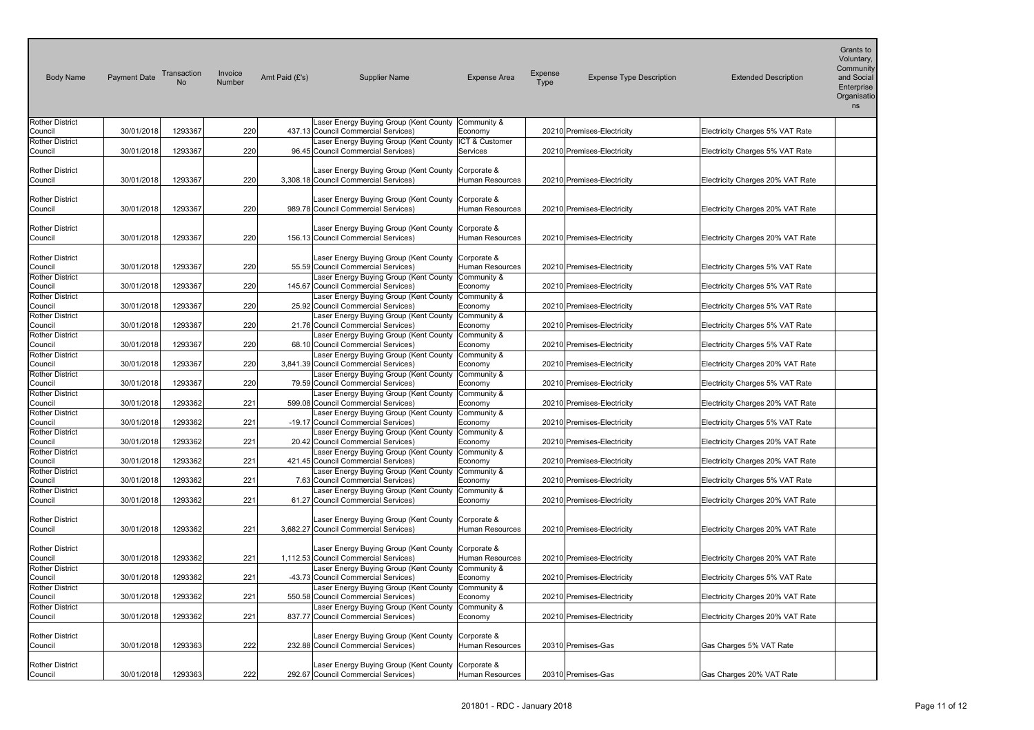| Body Name | Payment Date | Transaction No | Invoice Number | Amt Paid (£'s) | Supplier Name | Expense Area | Expense Type | Expense Type Description | Extended Description | Grants to Voluntary, Community and Social Enterprise Organisations |
|---|---|---|---|---|---|---|---|---|---|---|
| Rother District Council | 30/01/2018 | 1293367 | 220 | 437.13 | Laser Energy Buying Group (Kent County Council Commercial Services) | Community & Economy | 20210 | Premises-Electricity | Electricity Charges 5% VAT Rate | |
| Rother District Council | 30/01/2018 | 1293367 | 220 | 96.45 | Laser Energy Buying Group (Kent County Council Commercial Services) | ICT & Customer Services | 20210 | Premises-Electricity | Electricity Charges 5% VAT Rate | |
| Rother District Council | 30/01/2018 | 1293367 | 220 | 3,308.18 | Laser Energy Buying Group (Kent County Council Commercial Services) | Corporate & Human Resources | 20210 | Premises-Electricity | Electricity Charges 20% VAT Rate | |
| Rother District Council | 30/01/2018 | 1293367 | 220 | 989.78 | Laser Energy Buying Group (Kent County Council Commercial Services) | Corporate & Human Resources | 20210 | Premises-Electricity | Electricity Charges 20% VAT Rate | |
| Rother District Council | 30/01/2018 | 1293367 | 220 | 156.13 | Laser Energy Buying Group (Kent County Council Commercial Services) | Corporate & Human Resources | 20210 | Premises-Electricity | Electricity Charges 20% VAT Rate | |
| Rother District Council | 30/01/2018 | 1293367 | 220 | 55.59 | Laser Energy Buying Group (Kent County Council Commercial Services) | Corporate & Human Resources | 20210 | Premises-Electricity | Electricity Charges 5% VAT Rate | |
| Rother District Council | 30/01/2018 | 1293367 | 220 | 145.67 | Laser Energy Buying Group (Kent County Council Commercial Services) | Community & Economy | 20210 | Premises-Electricity | Electricity Charges 5% VAT Rate | |
| Rother District Council | 30/01/2018 | 1293367 | 220 | 25.92 | Laser Energy Buying Group (Kent County Council Commercial Services) | Community & Economy | 20210 | Premises-Electricity | Electricity Charges 5% VAT Rate | |
| Rother District Council | 30/01/2018 | 1293367 | 220 | 21.76 | Laser Energy Buying Group (Kent County Council Commercial Services) | Community & Economy | 20210 | Premises-Electricity | Electricity Charges 5% VAT Rate | |
| Rother District Council | 30/01/2018 | 1293367 | 220 | 68.10 | Laser Energy Buying Group (Kent County Council Commercial Services) | Community & Economy | 20210 | Premises-Electricity | Electricity Charges 5% VAT Rate | |
| Rother District Council | 30/01/2018 | 1293367 | 220 | 3,841.39 | Laser Energy Buying Group (Kent County Council Commercial Services) | Community & Economy | 20210 | Premises-Electricity | Electricity Charges 20% VAT Rate | |
| Rother District Council | 30/01/2018 | 1293367 | 220 | 79.59 | Laser Energy Buying Group (Kent County Council Commercial Services) | Community & Economy | 20210 | Premises-Electricity | Electricity Charges 5% VAT Rate | |
| Rother District Council | 30/01/2018 | 1293362 | 221 | 599.08 | Laser Energy Buying Group (Kent County Council Commercial Services) | Community & Economy | 20210 | Premises-Electricity | Electricity Charges 20% VAT Rate | |
| Rother District Council | 30/01/2018 | 1293362 | 221 | -19.17 | Laser Energy Buying Group (Kent County Council Commercial Services) | Community & Economy | 20210 | Premises-Electricity | Electricity Charges 5% VAT Rate | |
| Rother District Council | 30/01/2018 | 1293362 | 221 | 20.42 | Laser Energy Buying Group (Kent County Council Commercial Services) | Community & Economy | 20210 | Premises-Electricity | Electricity Charges 20% VAT Rate | |
| Rother District Council | 30/01/2018 | 1293362 | 221 | 421.45 | Laser Energy Buying Group (Kent County Council Commercial Services) | Community & Economy | 20210 | Premises-Electricity | Electricity Charges 20% VAT Rate | |
| Rother District Council | 30/01/2018 | 1293362 | 221 | 7.63 | Laser Energy Buying Group (Kent County Council Commercial Services) | Community & Economy | 20210 | Premises-Electricity | Electricity Charges 5% VAT Rate | |
| Rother District Council | 30/01/2018 | 1293362 | 221 | 61.27 | Laser Energy Buying Group (Kent County Council Commercial Services) | Community & Economy | 20210 | Premises-Electricity | Electricity Charges 20% VAT Rate | |
| Rother District Council | 30/01/2018 | 1293362 | 221 | 3,682.27 | Laser Energy Buying Group (Kent County Council Commercial Services) | Corporate & Human Resources | 20210 | Premises-Electricity | Electricity Charges 20% VAT Rate | |
| Rother District Council | 30/01/2018 | 1293362 | 221 | 1,112.53 | Laser Energy Buying Group (Kent County Council Commercial Services) | Corporate & Human Resources | 20210 | Premises-Electricity | Electricity Charges 20% VAT Rate | |
| Rother District Council | 30/01/2018 | 1293362 | 221 | -43.73 | Laser Energy Buying Group (Kent County Council Commercial Services) | Community & Economy | 20210 | Premises-Electricity | Electricity Charges 5% VAT Rate | |
| Rother District Council | 30/01/2018 | 1293362 | 221 | 550.58 | Laser Energy Buying Group (Kent County Council Commercial Services) | Community & Economy | 20210 | Premises-Electricity | Electricity Charges 20% VAT Rate | |
| Rother District Council | 30/01/2018 | 1293362 | 221 | 837.77 | Laser Energy Buying Group (Kent County Council Commercial Services) | Community & Economy | 20210 | Premises-Electricity | Electricity Charges 20% VAT Rate | |
| Rother District Council | 30/01/2018 | 1293363 | 222 | 232.88 | Laser Energy Buying Group (Kent County Council Commercial Services) | Corporate & Human Resources | 20310 | Premises-Gas | Gas Charges 5% VAT Rate | |
| Rother District Council | 30/01/2018 | 1293363 | 222 | 292.67 | Laser Energy Buying Group (Kent County Council Commercial Services) | Corporate & Human Resources | 20310 | Premises-Gas | Gas Charges 20% VAT Rate | |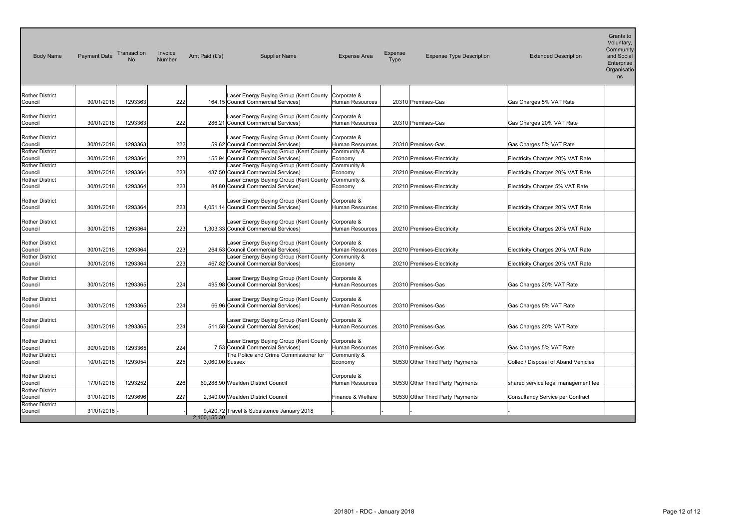| Body Name | Payment Date | Transaction No | Invoice Number | Amt Paid (£'s) | Supplier Name | Expense Area | Expense Type | Expense Type Description | Extended Description | Grants to Voluntary, Community and Social Enterprise Organisations |
|---|---|---|---|---|---|---|---|---|---|---|
| Rother District Council | 30/01/2018 | 1293363 | 222 | 164.15 | Laser Energy Buying Group (Kent County Council Commercial Services) | Corporate & Human Resources | 20310 | Premises-Gas | Gas Charges 5% VAT Rate | |
| Rother District Council | 30/01/2018 | 1293363 | 222 | 286.21 | Laser Energy Buying Group (Kent County Council Commercial Services) | Corporate & Human Resources | 20310 | Premises-Gas | Gas Charges 20% VAT Rate | |
| Rother District Council | 30/01/2018 | 1293363 | 222 | 59.62 | Laser Energy Buying Group (Kent County Council Commercial Services) | Corporate & Human Resources | 20310 | Premises-Gas | Gas Charges 5% VAT Rate | |
| Rother District Council | 30/01/2018 | 1293364 | 223 | 155.94 | Laser Energy Buying Group (Kent County Council Commercial Services) | Community & Economy | 20210 | Premises-Electricity | Electricity Charges 20% VAT Rate | |
| Rother District Council | 30/01/2018 | 1293364 | 223 | 437.50 | Laser Energy Buying Group (Kent County Council Commercial Services) | Community & Economy | 20210 | Premises-Electricity | Electricity Charges 20% VAT Rate | |
| Rother District Council | 30/01/2018 | 1293364 | 223 | 84.80 | Laser Energy Buying Group (Kent County Council Commercial Services) | Community & Economy | 20210 | Premises-Electricity | Electricity Charges 5% VAT Rate | |
| Rother District Council | 30/01/2018 | 1293364 | 223 | 4,051.14 | Laser Energy Buying Group (Kent County Council Commercial Services) | Corporate & Human Resources | 20210 | Premises-Electricity | Electricity Charges 20% VAT Rate | |
| Rother District Council | 30/01/2018 | 1293364 | 223 | 1,303.33 | Laser Energy Buying Group (Kent County Council Commercial Services) | Corporate & Human Resources | 20210 | Premises-Electricity | Electricity Charges 20% VAT Rate | |
| Rother District Council | 30/01/2018 | 1293364 | 223 | 264.53 | Laser Energy Buying Group (Kent County Council Commercial Services) | Corporate & Human Resources | 20210 | Premises-Electricity | Electricity Charges 20% VAT Rate | |
| Rother District Council | 30/01/2018 | 1293364 | 223 | 467.82 | Laser Energy Buying Group (Kent County Council Commercial Services) | Community & Economy | 20210 | Premises-Electricity | Electricity Charges 20% VAT Rate | |
| Rother District Council | 30/01/2018 | 1293365 | 224 | 495.98 | Laser Energy Buying Group (Kent County Council Commercial Services) | Corporate & Human Resources | 20310 | Premises-Gas | Gas Charges 20% VAT Rate | |
| Rother District Council | 30/01/2018 | 1293365 | 224 | 66.96 | Laser Energy Buying Group (Kent County Council Commercial Services) | Corporate & Human Resources | 20310 | Premises-Gas | Gas Charges 5% VAT Rate | |
| Rother District Council | 30/01/2018 | 1293365 | 224 | 511.58 | Laser Energy Buying Group (Kent County Council Commercial Services) | Corporate & Human Resources | 20310 | Premises-Gas | Gas Charges 20% VAT Rate | |
| Rother District Council | 30/01/2018 | 1293365 | 224 | 7.53 | Laser Energy Buying Group (Kent County Council Commercial Services) | Corporate & Human Resources | 20310 | Premises-Gas | Gas Charges 5% VAT Rate | |
| Rother District Council | 10/01/2018 | 1293054 | 225 | 3,060.00 | The Police and Crime Commissioner for Sussex | Community & Economy | 50530 | Other Third Party Payments | Collec / Disposal of Aband Vehicles | |
| Rother District Council | 17/01/2018 | 1293252 | 226 | 69,288.90 | Wealden District Council | Corporate & Human Resources | 50530 | Other Third Party Payments | shared service legal management fee | |
| Rother District Council | 31/01/2018 | 1293696 | 227 | 2,340.00 | Wealden District Council | Finance & Welfare | 50530 | Other Third Party Payments | Consultancy Service per Contract | |
| Rother District Council | 31/01/2018 | - | - | 9,420.72 | Travel & Subsistence January 2018 | - | - | - | - | |
| | | | | 2,100,155.30 | | | | | | |